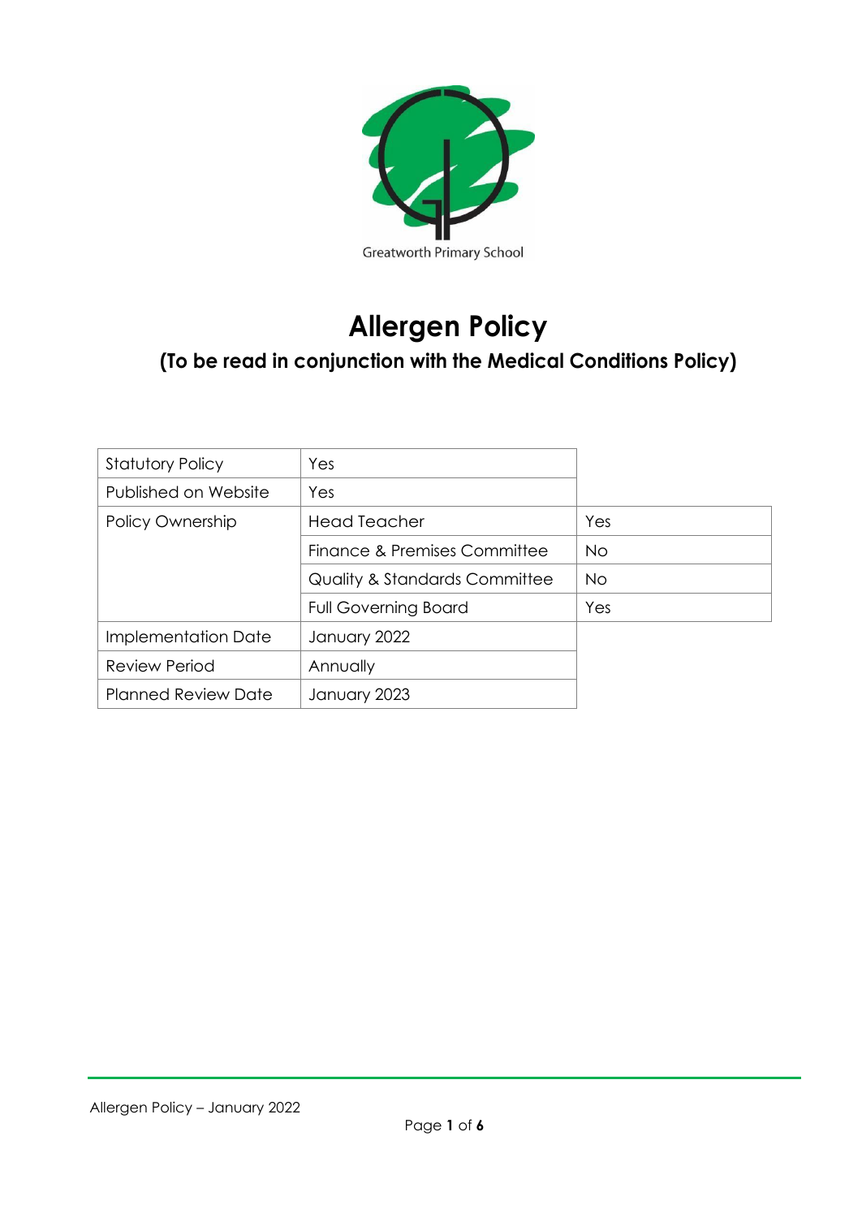Greatworth Primary School

# Allergen Policy

## (To be read in conjunction with the Medical Conditions Policy)

| | | |
|---|---|---|
| Statutory Policy | Yes | |
| Published on Website | Yes | |
| Policy Ownership | Head Teacher | Yes |
| | Finance & Premises Committee | No |
| | Quality & Standards Committee | No |
| | Full Governing Board | Yes |
| Implementation Date | January 2022 | |
| Review Period | Annually | |
| Planned Review Date | January 2023 | |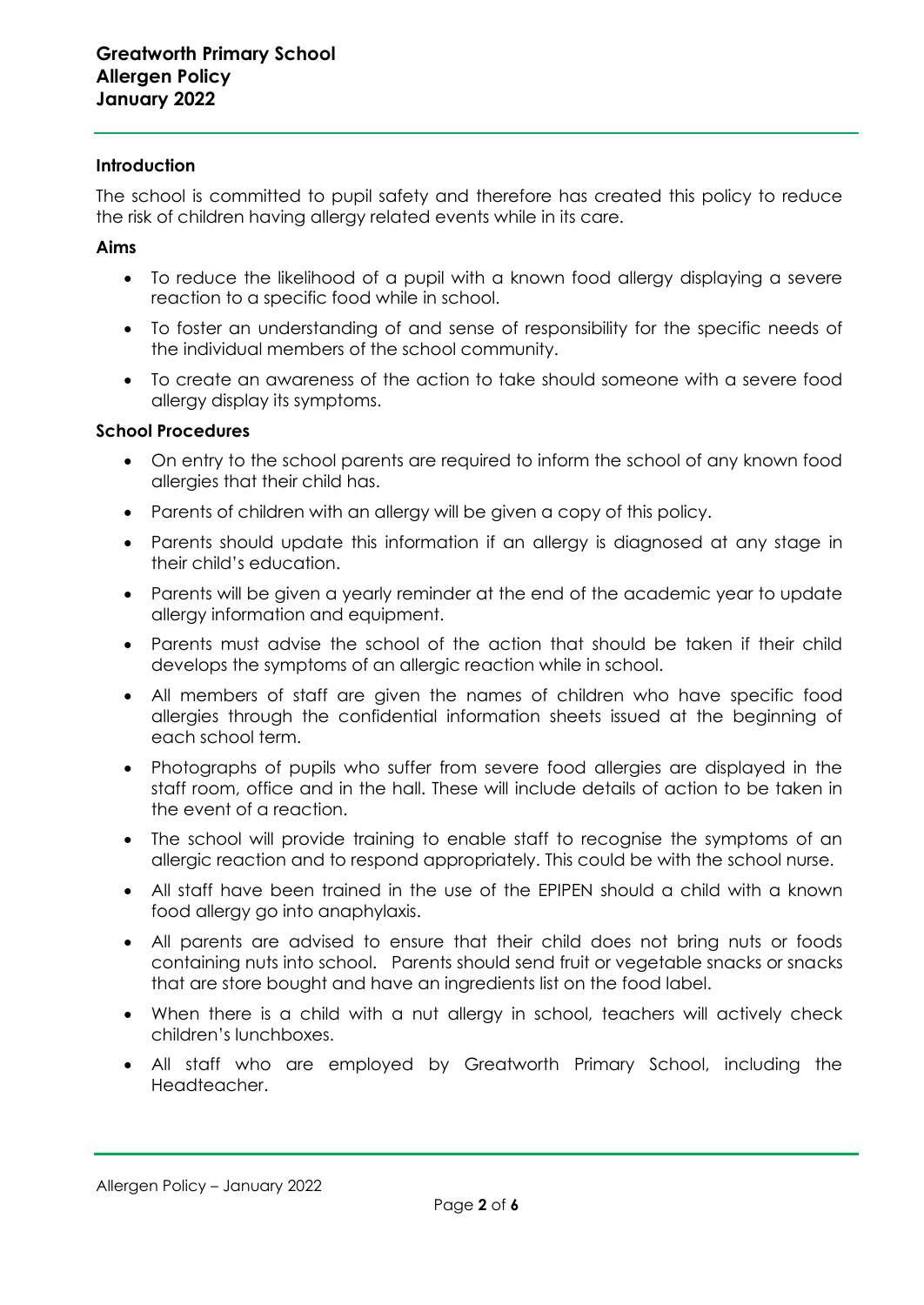# Greatworth Primary School
# Allergen Policy
# January 2022

### Introduction

The school is committed to pupil safety and therefore has created this policy to reduce the risk of children having allergy related events while in its care.

### Aims

- To reduce the likelihood of a pupil with a known food allergy displaying a severe reaction to a specific food while in school.
- To foster an understanding of and sense of responsibility for the specific needs of the individual members of the school community.
- To create an awareness of the action to take should someone with a severe food allergy display its symptoms.

### School Procedures

- On entry to the school parents are required to inform the school of any known food allergies that their child has.
- Parents of children with an allergy will be given a copy of this policy.
- Parents should update this information if an allergy is diagnosed at any stage in their child's education.
- Parents will be given a yearly reminder at the end of the academic year to update allergy information and equipment.
- Parents must advise the school of the action that should be taken if their child develops the symptoms of an allergic reaction while in school.
- All members of staff are given the names of children who have specific food allergies through the confidential information sheets issued at the beginning of each school term.
- Photographs of pupils who suffer from severe food allergies are displayed in the staff room, office and in the hall. These will include details of action to be taken in the event of a reaction.
- The school will provide training to enable staff to recognise the symptoms of an allergic reaction and to respond appropriately. This could be with the school nurse.
- All staff have been trained in the use of the EPIPEN should a child with a known food allergy go into anaphylaxis.
- All parents are advised to ensure that their child does not bring nuts or foods containing nuts into school. Parents should send fruit or vegetable snacks or snacks that are store bought and have an ingredients list on the food label.
- When there is a child with a nut allergy in school, teachers will actively check children's lunchboxes.
- All staff who are employed by Greatworth Primary School, including the Headteacher.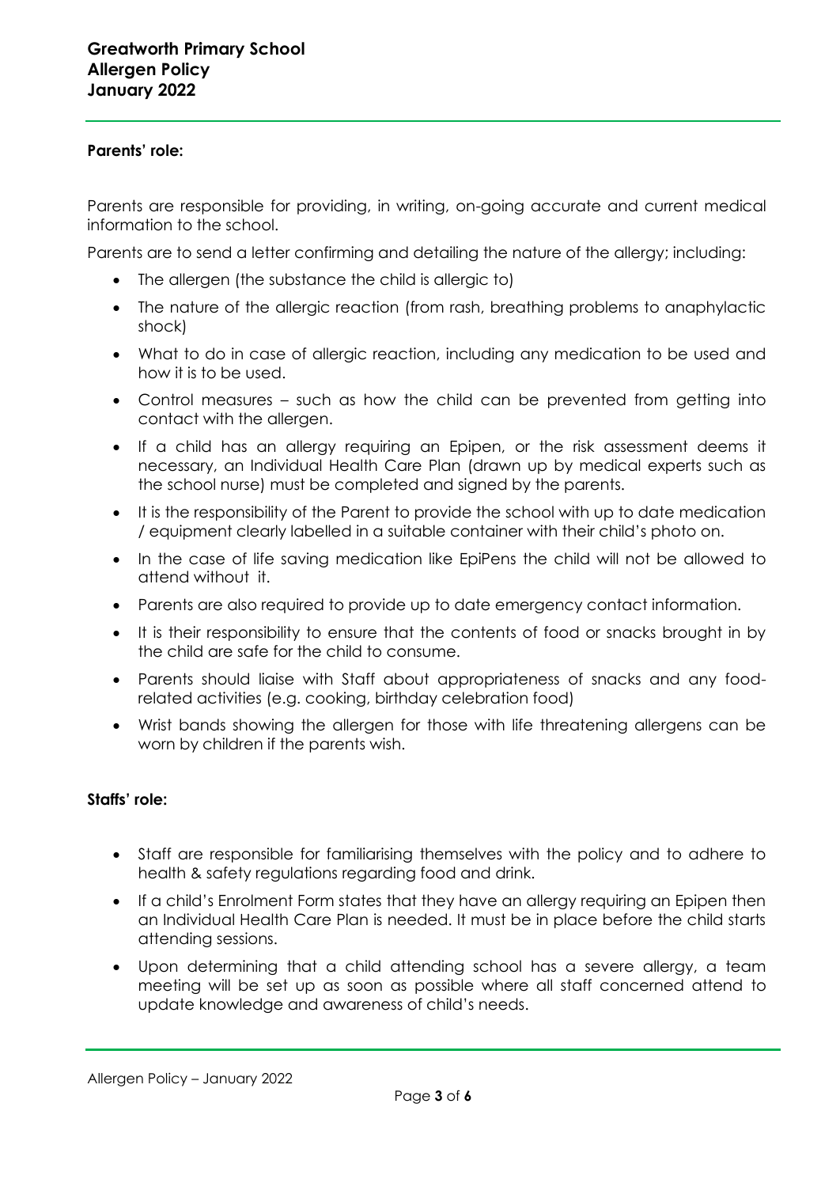**Parents' role:**

Parents are responsible for providing, in writing, on-going accurate and current medical information to the school.

Parents are to send a letter confirming and detailing the nature of the allergy; including:

- The allergen (the substance the child is allergic to)
- The nature of the allergic reaction (from rash, breathing problems to anaphylactic shock)
- What to do in case of allergic reaction, including any medication to be used and how it is to be used.
- Control measures – such as how the child can be prevented from getting into contact with the allergen.
- If a child has an allergy requiring an Epipen, or the risk assessment deems it necessary, an Individual Health Care Plan (drawn up by medical experts such as the school nurse) must be completed and signed by the parents.
- It is the responsibility of the Parent to provide the school with up to date medication / equipment clearly labelled in a suitable container with their child's photo on.
- In the case of life saving medication like EpiPens the child will not be allowed to attend without it.
- Parents are also required to provide up to date emergency contact information.
- It is their responsibility to ensure that the contents of food or snacks brought in by the child are safe for the child to consume.
- Parents should liaise with Staff about appropriateness of snacks and any food-related activities (e.g. cooking, birthday celebration food)
- Wrist bands showing the allergen for those with life threatening allergens can be worn by children if the parents wish.

**Staffs' role:**

- Staff are responsible for familiarising themselves with the policy and to adhere to health & safety regulations regarding food and drink.
- If a child's Enrolment Form states that they have an allergy requiring an Epipen then an Individual Health Care Plan is needed. It must be in place before the child starts attending sessions.
- Upon determining that a child attending school has a severe allergy, a team meeting will be set up as soon as possible where all staff concerned attend to update knowledge and awareness of child's needs.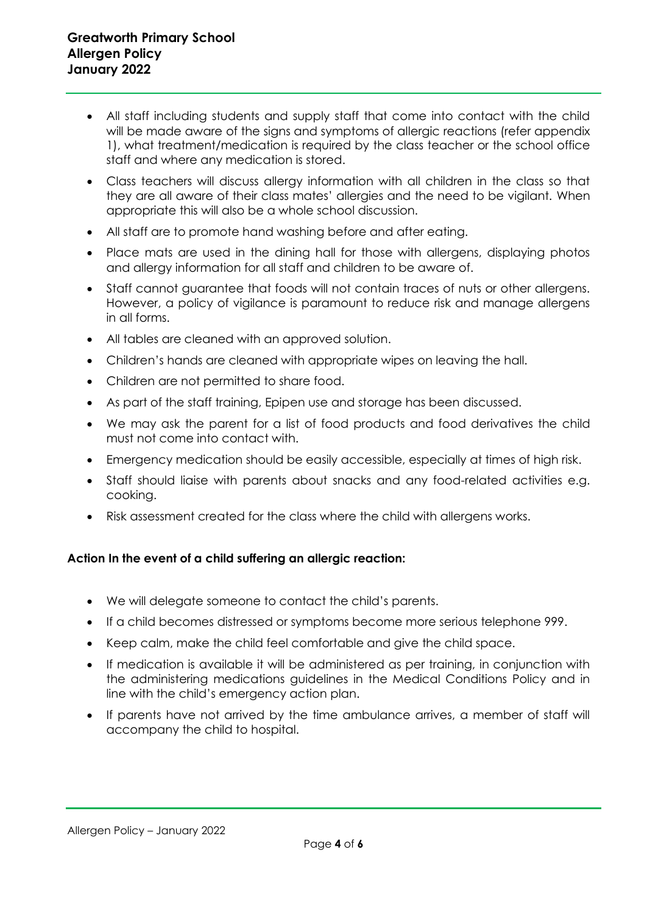- All staff including students and supply staff that come into contact with the child will be made aware of the signs and symptoms of allergic reactions (refer appendix 1), what treatment/medication is required by the class teacher or the school office staff and where any medication is stored.
- Class teachers will discuss allergy information with all children in the class so that they are all aware of their class mates' allergies and the need to be vigilant. When appropriate this will also be a whole school discussion.
- All staff are to promote hand washing before and after eating.
- Place mats are used in the dining hall for those with allergens, displaying photos and allergy information for all staff and children to be aware of.
- Staff cannot guarantee that foods will not contain traces of nuts or other allergens. However, a policy of vigilance is paramount to reduce risk and manage allergens in all forms.
- All tables are cleaned with an approved solution.
- Children's hands are cleaned with appropriate wipes on leaving the hall.
- Children are not permitted to share food.
- As part of the staff training, Epipen use and storage has been discussed.
- We may ask the parent for a list of food products and food derivatives the child must not come into contact with.
- Emergency medication should be easily accessible, especially at times of high risk.
- Staff should liaise with parents about snacks and any food-related activities e.g. cooking.
- Risk assessment created for the class where the child with allergens works.

**Action In the event of a child suffering an allergic reaction:**

- We will delegate someone to contact the child's parents.
- If a child becomes distressed or symptoms become more serious telephone 999.
- Keep calm, make the child feel comfortable and give the child space.
- If medication is available it will be administered as per training, in conjunction with the administering medications guidelines in the Medical Conditions Policy and in line with the child's emergency action plan.
- If parents have not arrived by the time ambulance arrives, a member of staff will accompany the child to hospital.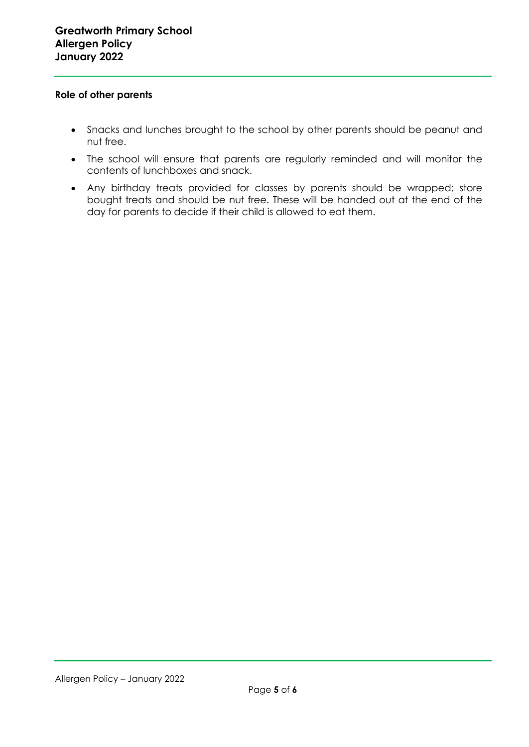**Role of other parents**

- Snacks and lunches brought to the school by other parents should be peanut and nut free.
- The school will ensure that parents are regularly reminded and will monitor the contents of lunchboxes and snack.
- Any birthday treats provided for classes by parents should be wrapped; store bought treats and should be nut free. These will be handed out at the end of the day for parents to decide if their child is allowed to eat them.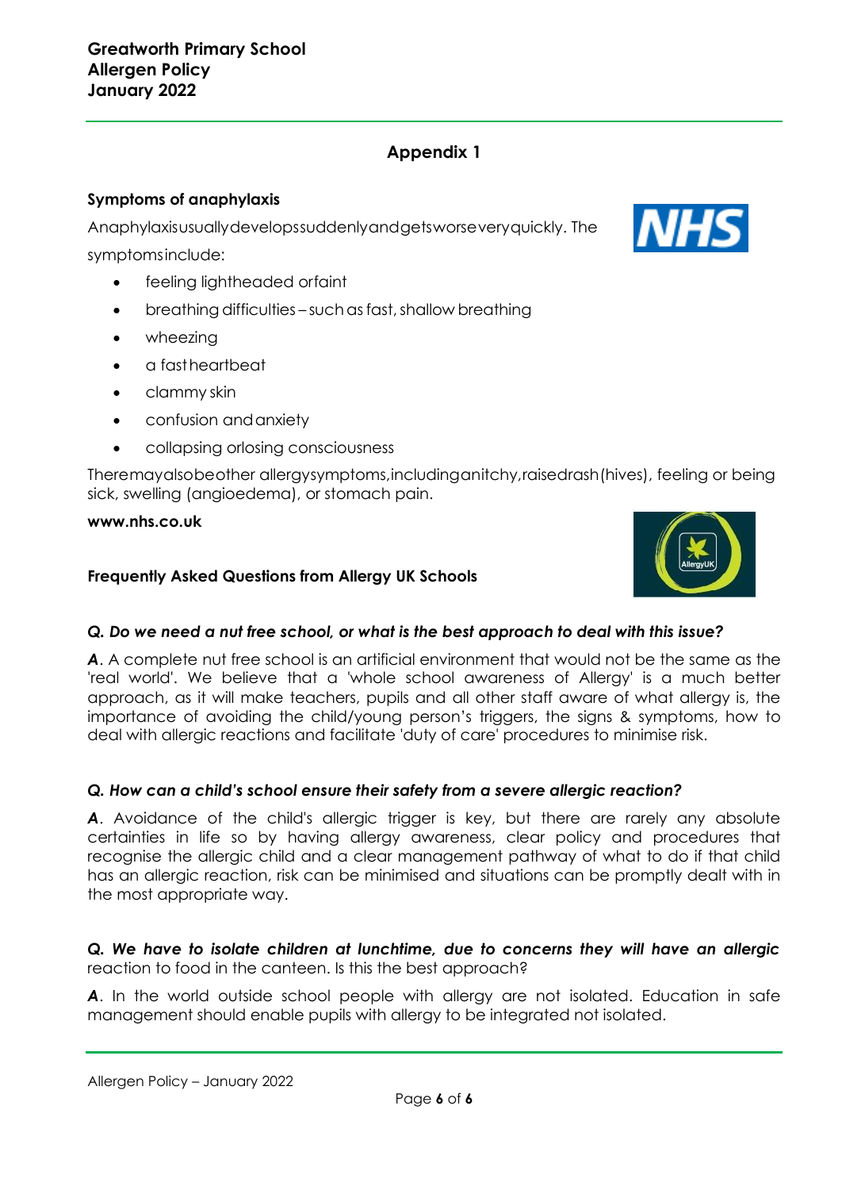## Appendix 1

**Symptoms of anaphylaxis**

Anaphylaxis usually develops suddenly and gets worse very quickly. The symptoms include:

- feeling lightheaded or faint
- breathing difficulties – such as fast, shallow breathing
- wheezing
- a fast heartbeat
- clammy skin
- confusion and anxiety
- collapsing or losing consciousness

There may also be other allergy symptoms, including an itchy, raised rash (hives), feeling or being sick, swelling (angioedema), or stomach pain.

**www.nhs.co.uk**

**Frequently Asked Questions from Allergy UK Schools**

***Q. Do we need a nut free school, or what is the best approach to deal with this issue?***

***A***. A complete nut free school is an artificial environment that would not be the same as the 'real world'. We believe that a 'whole school awareness of Allergy' is a much better approach, as it will make teachers, pupils and all other staff aware of what allergy is, the importance of avoiding the child/young person's triggers, the signs & symptoms, how to deal with allergic reactions and facilitate 'duty of care' procedures to minimise risk.

***Q. How can a child's school ensure their safety from a severe allergic reaction?***

***A***. Avoidance of the child's allergic trigger is key, but there are rarely any absolute certainties in life so by having allergy awareness, clear policy and procedures that recognise the allergic child and a clear management pathway of what to do if that child has an allergic reaction, risk can be minimised and situations can be promptly dealt with in the most appropriate way.

***Q. We have to isolate children at lunchtime, due to concerns they will have an allergic*** reaction to food in the canteen. Is this the best approach?

***A***. In the world outside school people with allergy are not isolated. Education in safe management should enable pupils with allergy to be integrated not isolated.